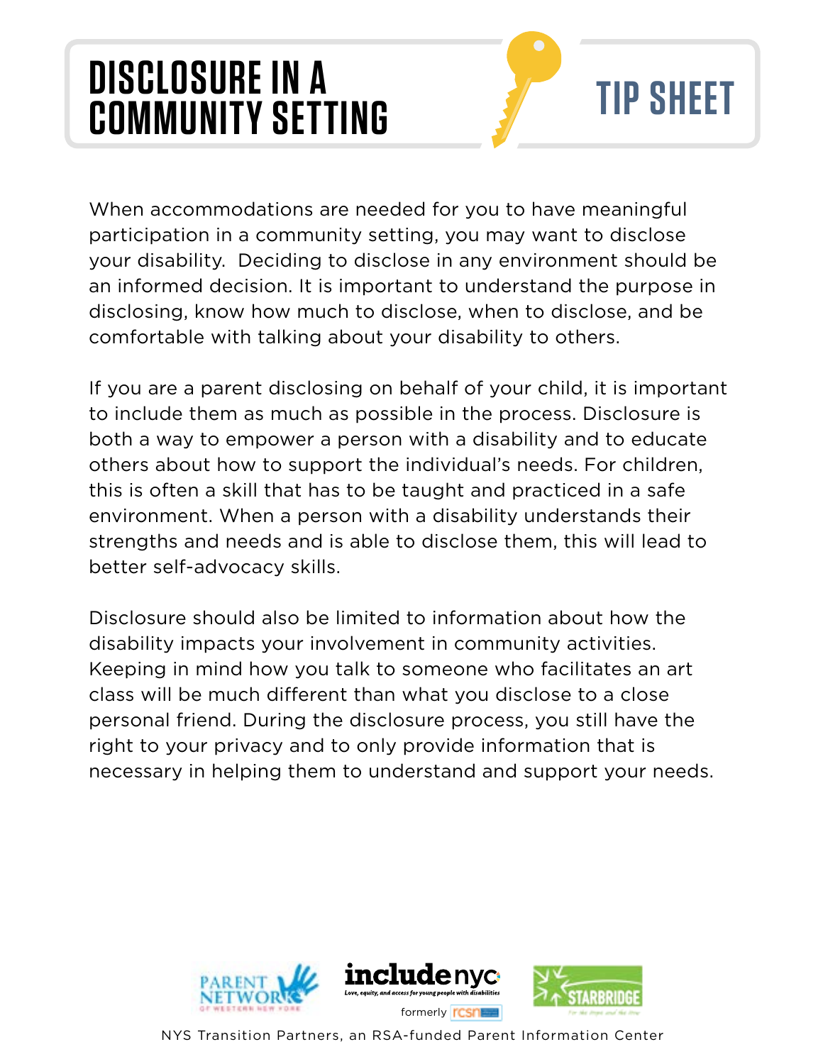# DISCLOSURE IN A COMMUNITY SETTING

## TIP SHEET

When accommodations are needed for you to have meaningful participation in a community setting, you may want to disclose your disability. Deciding to disclose in any environment should be an informed decision. It is important to understand the purpose in disclosing, know how much to disclose, when to disclose, and be comfortable with talking about your disability to others.

If you are a parent disclosing on behalf of your child, it is important to include them as much as possible in the process. Disclosure is both a way to empower a person with a disability and to educate others about how to support the individual's needs. For children, this is often a skill that has to be taught and practiced in a safe environment. When a person with a disability understands their strengths and needs and is able to disclose them, this will lead to better self-advocacy skills.

Disclosure should also be limited to information about how the disability impacts your involvement in community activities. Keeping in mind how you talk to someone who facilitates an art class will be much different than what you disclose to a close personal friend. During the disclosure process, you still have the right to your privacy and to only provide information that is necessary in helping them to understand and support your needs.

Parent Network of Western New York | includenyc – Love, equity, and access for young people with disabilities (formerly rcsn) | Starbridge

NYS Transition Partners, an RSA-funded Parent Information Center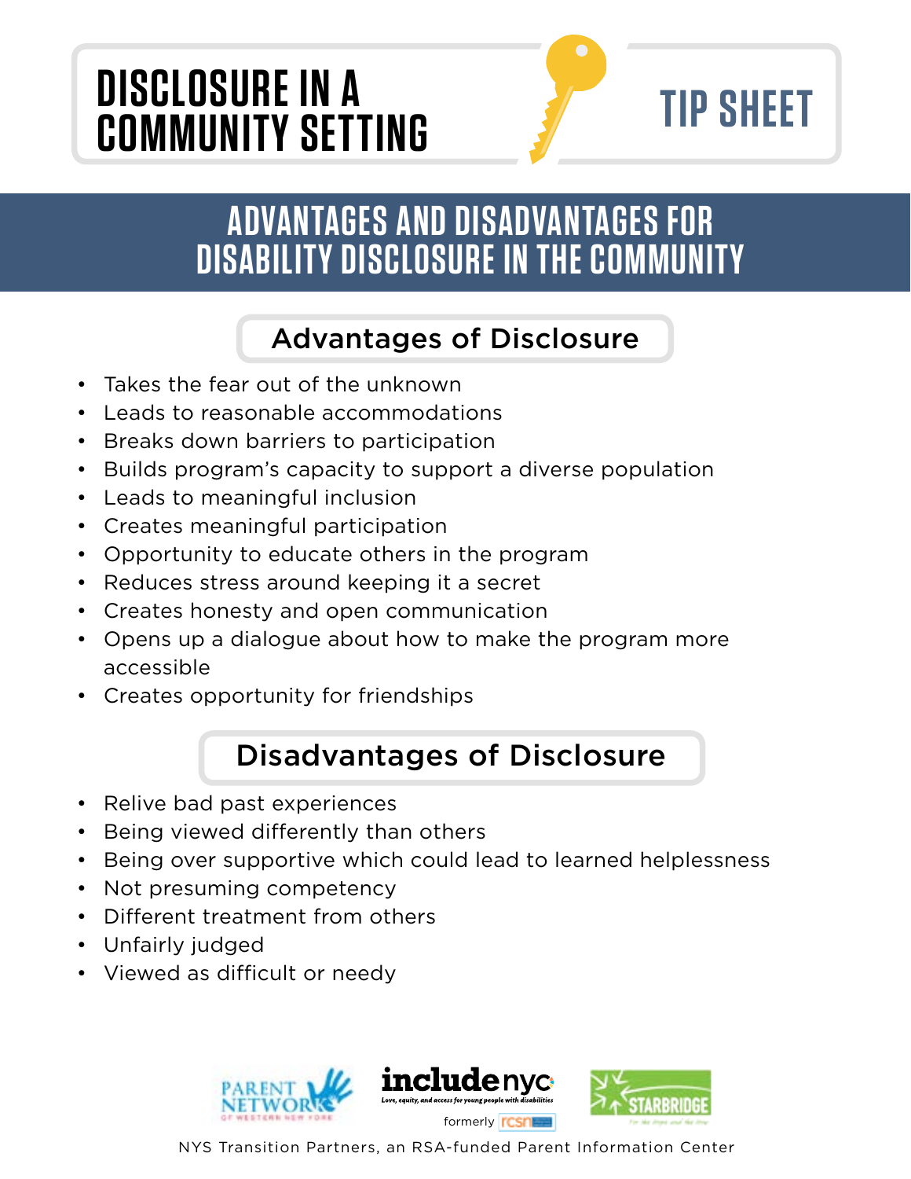# DISCLOSURE IN A COMMUNITY SETTING

TIP SHEET

## ADVANTAGES AND DISADVANTAGES FOR DISABILITY DISCLOSURE IN THE COMMUNITY

### Advantages of Disclosure

- Takes the fear out of the unknown
- Leads to reasonable accommodations
- Breaks down barriers to participation
- Builds program's capacity to support a diverse population
- Leads to meaningful inclusion
- Creates meaningful participation
- Opportunity to educate others in the program
- Reduces stress around keeping it a secret
- Creates honesty and open communication
- Opens up a dialogue about how to make the program more accessible
- Creates opportunity for friendships

### Disadvantages of Disclosure

- Relive bad past experiences
- Being viewed differently than others
- Being over supportive which could lead to learned helplessness
- Not presuming competency
- Different treatment from others
- Unfairly judged
- Viewed as difficult or needy

PARENT NETWORK OF WESTERN NEW YORK

includenyc — Love, equity, and access for young people with disabilities — formerly rcsn

STARBRIDGE

NYS Transition Partners, an RSA-funded Parent Information Center